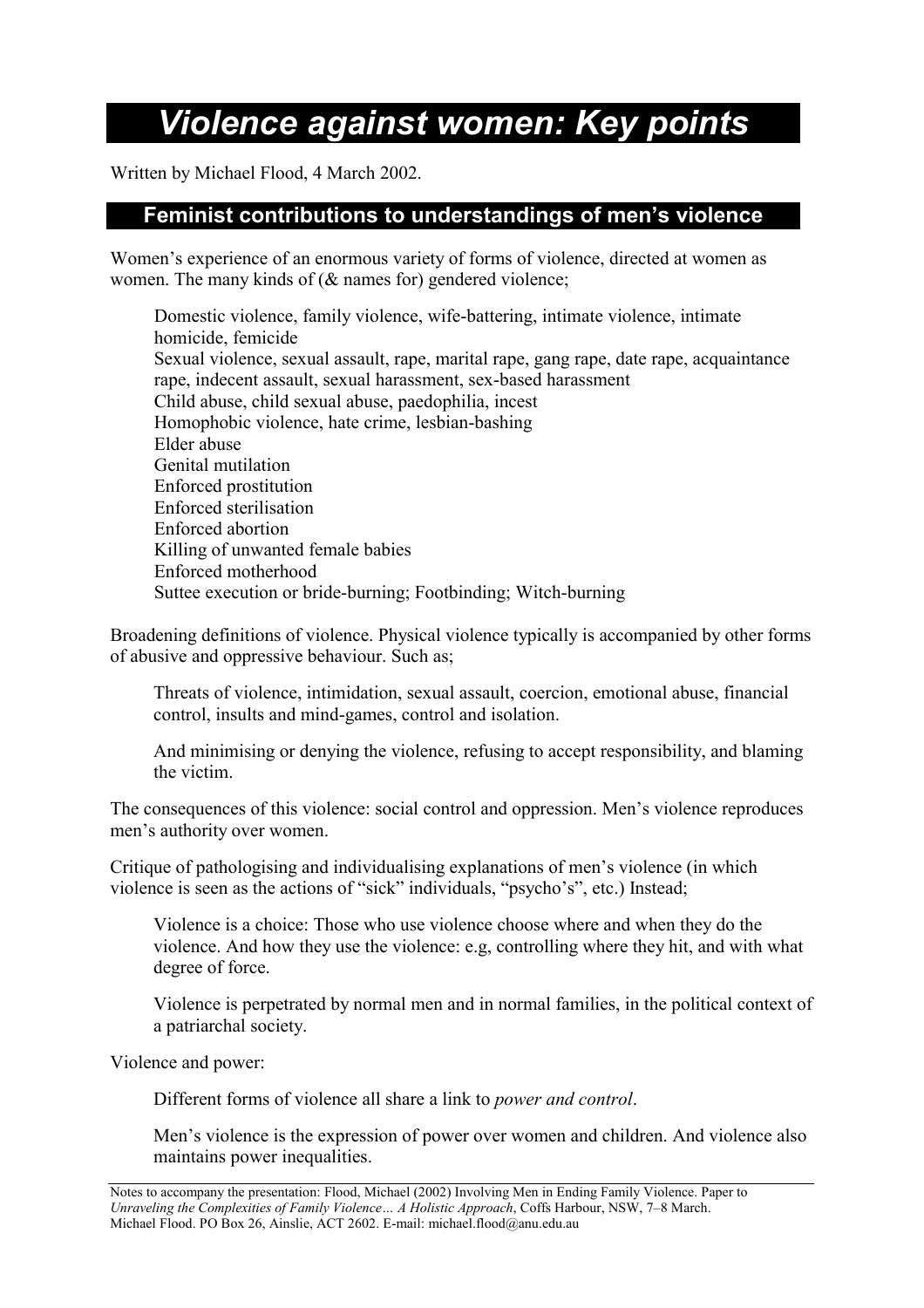# *Violence against women: Key points*

Written by Michael Flood, 4 March 2002.

## Feminist contributions to understandings of men's violence

Women's experience of an enormous variety of forms of violence, directed at women as women. The many kinds of (& names for) gendered violence;

> Domestic violence, family violence, wife-battering, intimate violence, intimate homicide, femicide
> Sexual violence, sexual assault, rape, marital rape, gang rape, date rape, acquaintance rape, indecent assault, sexual harassment, sex-based harassment
> Child abuse, child sexual abuse, paedophilia, incest
> Homophobic violence, hate crime, lesbian-bashing
> Elder abuse
> Genital mutilation
> Enforced prostitution
> Enforced sterilisation
> Enforced abortion
> Killing of unwanted female babies
> Enforced motherhood
> Suttee execution or bride-burning; Footbinding; Witch-burning

Broadening definitions of violence. Physical violence typically is accompanied by other forms of abusive and oppressive behaviour. Such as;

> Threats of violence, intimidation, sexual assault, coercion, emotional abuse, financial control, insults and mind-games, control and isolation.
>
> And minimising or denying the violence, refusing to accept responsibility, and blaming the victim.

The consequences of this violence: social control and oppression. Men's violence reproduces men's authority over women.

Critique of pathologising and individualising explanations of men's violence (in which violence is seen as the actions of "sick" individuals, "psycho's", etc.) Instead;

> Violence is a choice: Those who use violence choose where and when they do the violence. And how they use the violence: e.g, controlling where they hit, and with what degree of force.
>
> Violence is perpetrated by normal men and in normal families, in the political context of a patriarchal society.

Violence and power:

> Different forms of violence all share a link to *power and control*.
>
> Men's violence is the expression of power over women and children. And violence also maintains power inequalities.

---

Notes to accompany the presentation: Flood, Michael (2002) Involving Men in Ending Family Violence. Paper to *Unraveling the Complexities of Family Violence… A Holistic Approach*, Coffs Harbour, NSW, 7–8 March.
Michael Flood. PO Box 26, Ainslie, ACT 2602. E-mail: michael.flood@anu.edu.au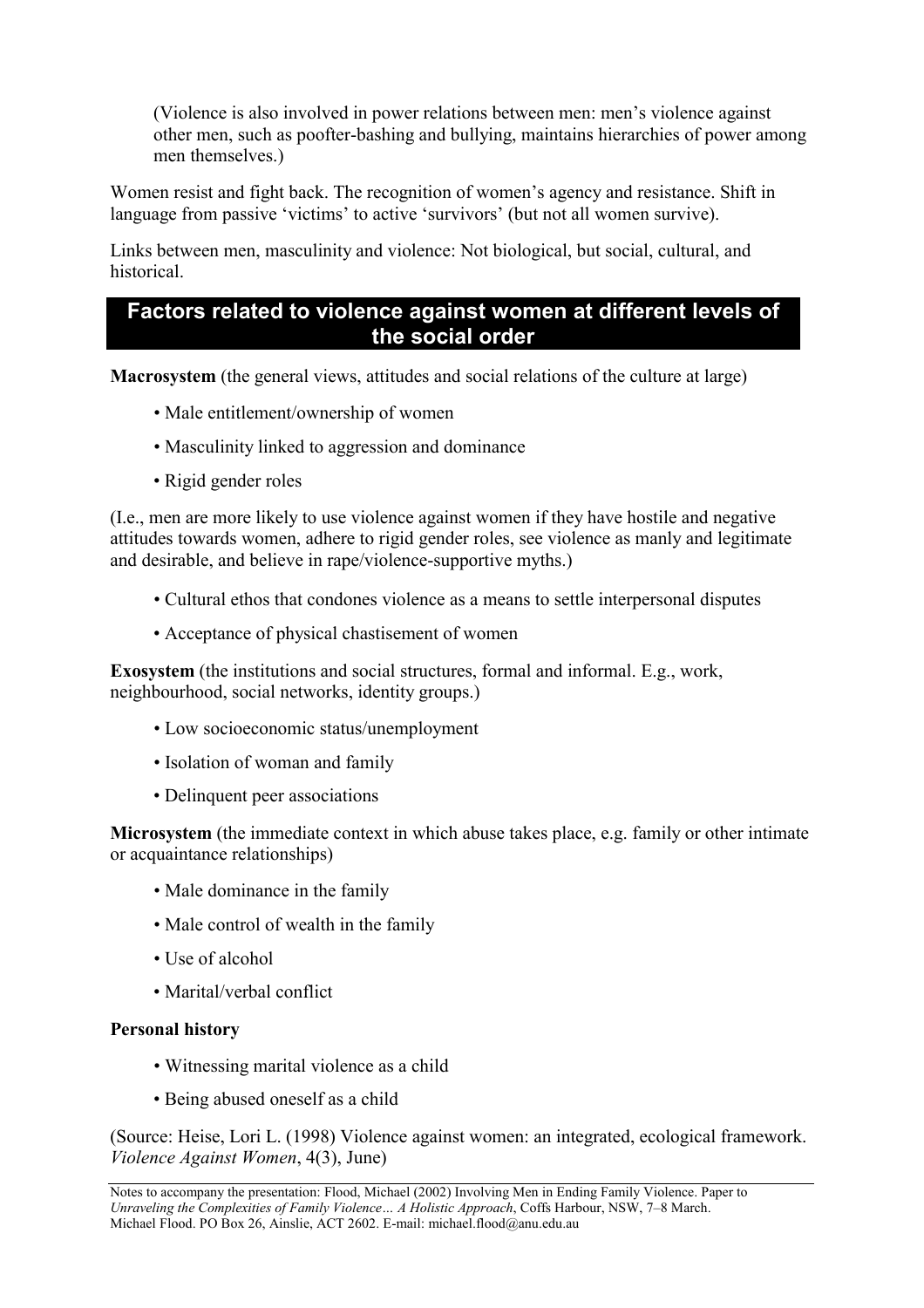(Violence is also involved in power relations between men: men's violence against other men, such as poofter-bashing and bullying, maintains hierarchies of power among men themselves.)

Women resist and fight back. The recognition of women's agency and resistance. Shift in language from passive 'victims' to active 'survivors' (but not all women survive).

Links between men, masculinity and violence: Not biological, but social, cultural, and historical.

## Factors related to violence against women at different levels of the social order

**Macrosystem** (the general views, attitudes and social relations of the culture at large)

- Male entitlement/ownership of women
- Masculinity linked to aggression and dominance
- Rigid gender roles

(I.e., men are more likely to use violence against women if they have hostile and negative attitudes towards women, adhere to rigid gender roles, see violence as manly and legitimate and desirable, and believe in rape/violence-supportive myths.)

- Cultural ethos that condones violence as a means to settle interpersonal disputes
- Acceptance of physical chastisement of women

**Exosystem** (the institutions and social structures, formal and informal. E.g., work, neighbourhood, social networks, identity groups.)

- Low socioeconomic status/unemployment
- Isolation of woman and family
- Delinquent peer associations

**Microsystem** (the immediate context in which abuse takes place, e.g. family or other intimate or acquaintance relationships)

- Male dominance in the family
- Male control of wealth in the family
- Use of alcohol
- Marital/verbal conflict

**Personal history**

- Witnessing marital violence as a child
- Being abused oneself as a child

(Source: Heise, Lori L. (1998) Violence against women: an integrated, ecological framework. *Violence Against Women*, 4(3), June)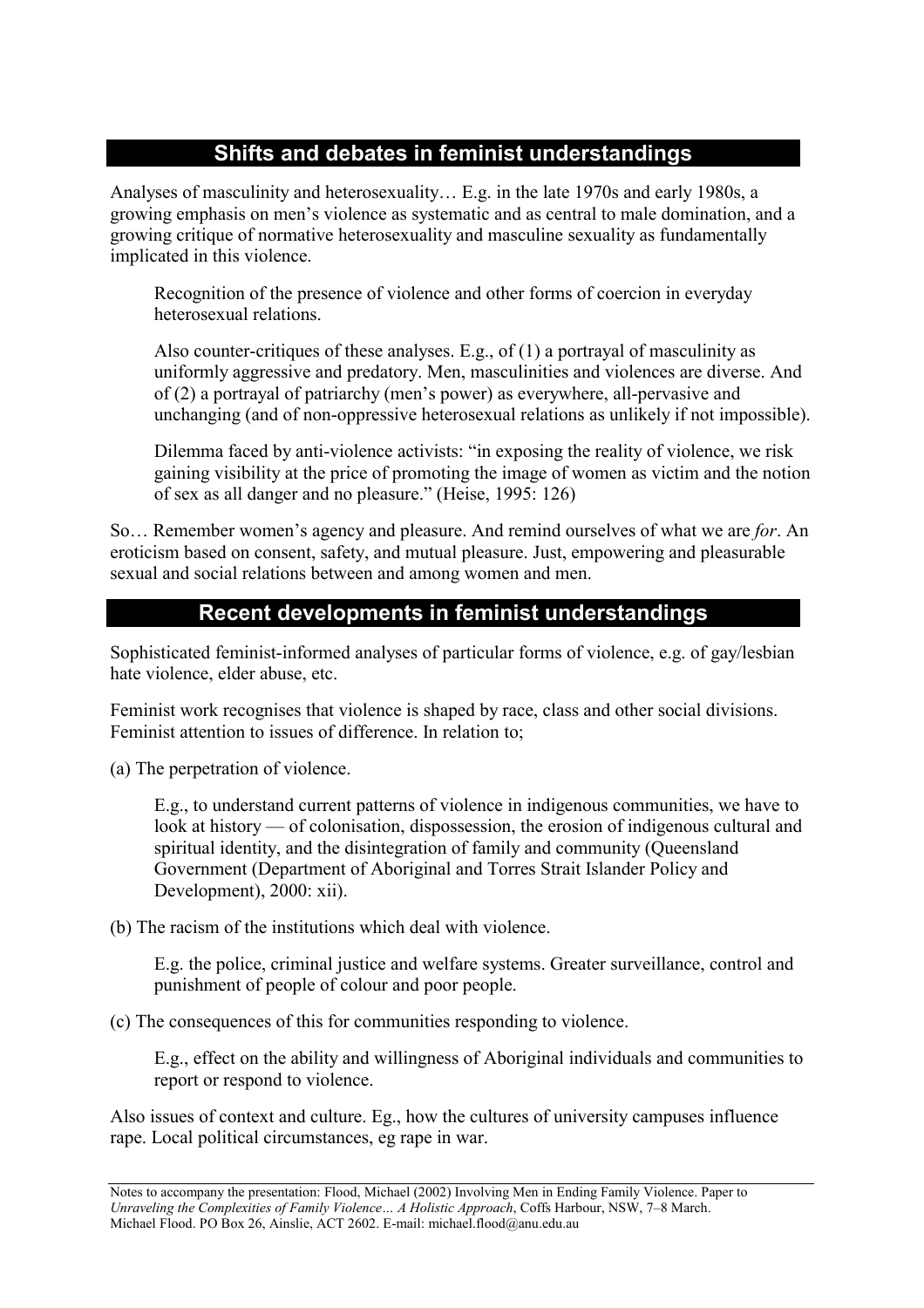## Shifts and debates in feminist understandings

Analyses of masculinity and heterosexuality… E.g. in the late 1970s and early 1980s, a growing emphasis on men's violence as systematic and as central to male domination, and a growing critique of normative heterosexuality and masculine sexuality as fundamentally implicated in this violence.

> Recognition of the presence of violence and other forms of coercion in everyday heterosexual relations.
>
> Also counter-critiques of these analyses. E.g., of (1) a portrayal of masculinity as uniformly aggressive and predatory. Men, masculinities and violences are diverse. And of (2) a portrayal of patriarchy (men's power) as everywhere, all-pervasive and unchanging (and of non-oppressive heterosexual relations as unlikely if not impossible).
>
> Dilemma faced by anti-violence activists: "in exposing the reality of violence, we risk gaining visibility at the price of promoting the image of women as victim and the notion of sex as all danger and no pleasure." (Heise, 1995: 126)

So… Remember women's agency and pleasure. And remind ourselves of what we are *for*. An eroticism based on consent, safety, and mutual pleasure. Just, empowering and pleasurable sexual and social relations between and among women and men.

## Recent developments in feminist understandings

Sophisticated feminist-informed analyses of particular forms of violence, e.g. of gay/lesbian hate violence, elder abuse, etc.

Feminist work recognises that violence is shaped by race, class and other social divisions. Feminist attention to issues of difference. In relation to;

(a) The perpetration of violence.

> E.g., to understand current patterns of violence in indigenous communities, we have to look at history — of colonisation, dispossession, the erosion of indigenous cultural and spiritual identity, and the disintegration of family and community (Queensland Government (Department of Aboriginal and Torres Strait Islander Policy and Development), 2000: xii).

(b) The racism of the institutions which deal with violence.

> E.g. the police, criminal justice and welfare systems. Greater surveillance, control and punishment of people of colour and poor people.

(c) The consequences of this for communities responding to violence.

> E.g., effect on the ability and willingness of Aboriginal individuals and communities to report or respond to violence.

Also issues of context and culture. Eg., how the cultures of university campuses influence rape. Local political circumstances, eg rape in war.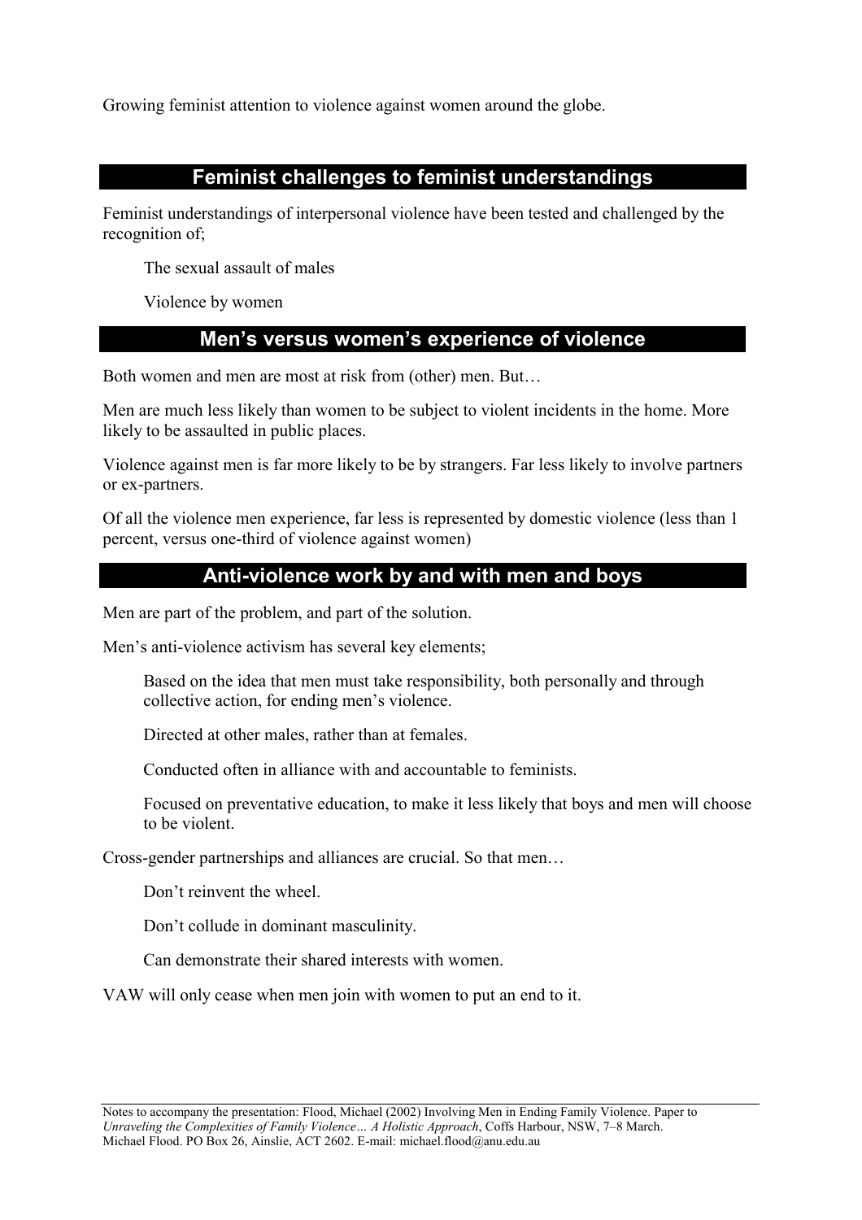Growing feminist attention to violence against women around the globe.

## Feminist challenges to feminist understandings

Feminist understandings of interpersonal violence have been tested and challenged by the recognition of;

- The sexual assault of males
- Violence by women

## Men's versus women's experience of violence

Both women and men are most at risk from (other) men. But…

Men are much less likely than women to be subject to violent incidents in the home. More likely to be assaulted in public places.

Violence against men is far more likely to be by strangers. Far less likely to involve partners or ex-partners.

Of all the violence men experience, far less is represented by domestic violence (less than 1 percent, versus one-third of violence against women)

## Anti-violence work by and with men and boys

Men are part of the problem, and part of the solution.

Men's anti-violence activism has several key elements;

- Based on the idea that men must take responsibility, both personally and through collective action, for ending men's violence.
- Directed at other males, rather than at females.
- Conducted often in alliance with and accountable to feminists.
- Focused on preventative education, to make it less likely that boys and men will choose to be violent.

Cross-gender partnerships and alliances are crucial. So that men…

- Don't reinvent the wheel.
- Don't collude in dominant masculinity.
- Can demonstrate their shared interests with women.

VAW will only cease when men join with women to put an end to it.

Notes to accompany the presentation: Flood, Michael (2002) Involving Men in Ending Family Violence. Paper to *Unraveling the Complexities of Family Violence… A Holistic Approach*, Coffs Harbour, NSW, 7–8 March. Michael Flood. PO Box 26, Ainslie, ACT 2602. E-mail: michael.flood@anu.edu.au